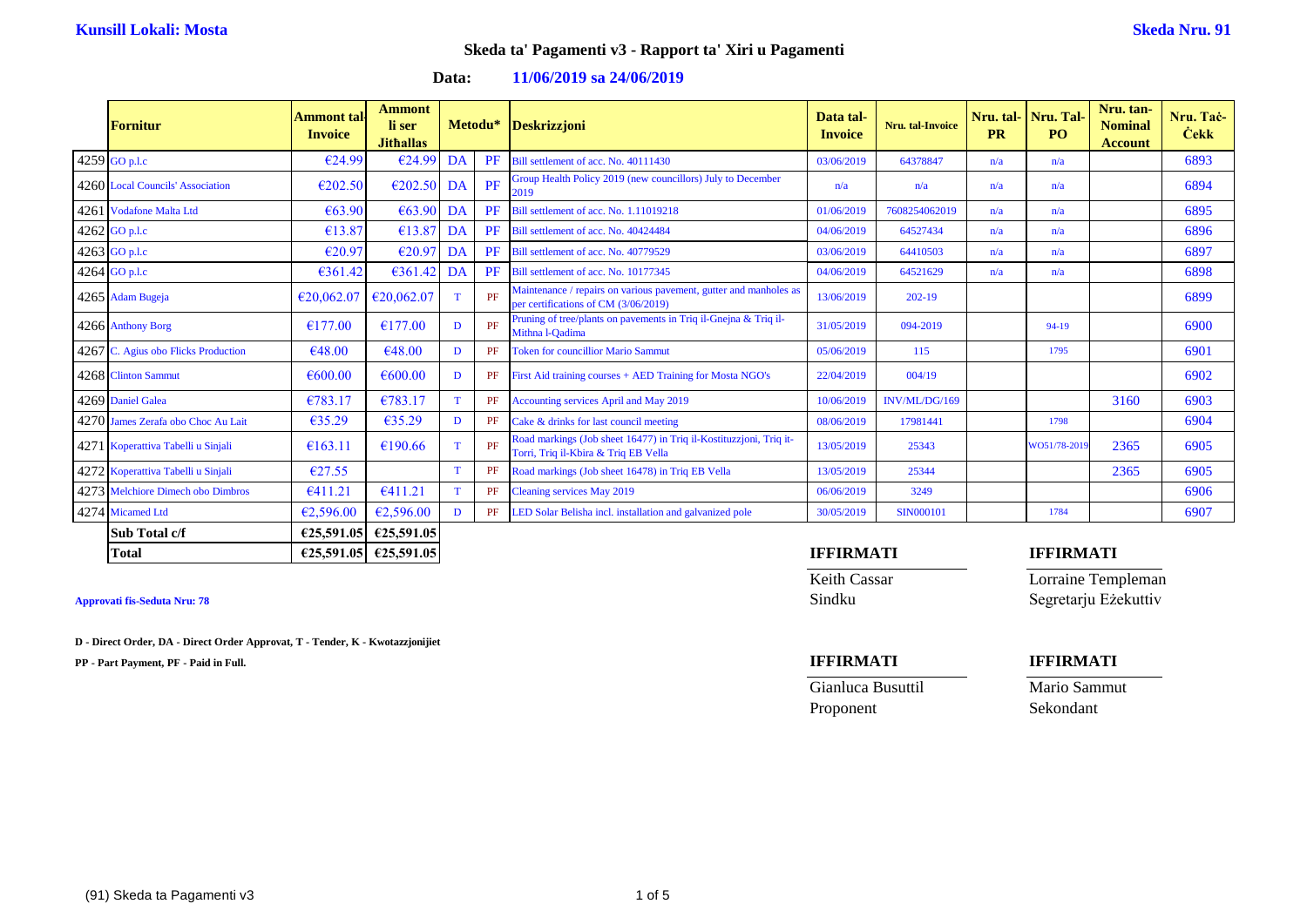**Kunsill Lokali: Mosta** **Skeda Nru. 91**

## Skeda ta' Pagamenti v3 - Rapport ta' Xiri u Pagamenti

**Data: 11/06/2019 sa 24/06/2019**

| | Fornitur | Ammont tal-Invoice | Ammont li ser Jitħallas | Metodu* | | Deskrizzjoni | Data tal-Invoice | Nru. tal-Invoice | Nru. tal-PR | Nru. Tal-PO | Nru. tan-Nominal Account | Nru. Taċ-Ċekk |
|---|---|---|---|---|---|---|---|---|---|---|---|---|
| 4259 | GO p.l.c | €24.99 | €24.99 | DA | PF | Bill settlement of acc. No. 40111430 | 03/06/2019 | 64378847 | n/a | n/a | | 6893 |
| 4260 | Local Councils' Association | €202.50 | €202.50 | DA | PF | Group Health Policy 2019 (new councillors) July to December 2019 | n/a | n/a | n/a | n/a | | 6894 |
| 4261 | Vodafone Malta Ltd | €63.90 | €63.90 | DA | PF | Bill settlement of acc. No. 1.11019218 | 01/06/2019 | 7608254062019 | n/a | n/a | | 6895 |
| 4262 | GO p.l.c | €13.87 | €13.87 | DA | PF | Bill settlement of acc. No. 40424484 | 04/06/2019 | 64527434 | n/a | n/a | | 6896 |
| 4263 | GO p.l.c | €20.97 | €20.97 | DA | PF | Bill settlement of acc. No. 40779529 | 03/06/2019 | 64410503 | n/a | n/a | | 6897 |
| 4264 | GO p.l.c | €361.42 | €361.42 | DA | PF | Bill settlement of acc. No. 10177345 | 04/06/2019 | 64521629 | n/a | n/a | | 6898 |
| 4265 | Adam Bugeja | €20,062.07 | €20,062.07 | T | PF | Maintenance / repairs on various pavement, gutter and manholes as per certifications of CM (3/06/2019) | 13/06/2019 | 202-19 | | | | 6899 |
| 4266 | Anthony Borg | €177.00 | €177.00 | D | PF | Pruning of tree/plants on pavements in Triq il-Gnejna & Triq il-Mithna l-Qadima | 31/05/2019 | 094-2019 | | 94-19 | | 6900 |
| 4267 | C. Agius obo Flicks Production | €48.00 | €48.00 | D | PF | Token for councillior Mario Sammut | 05/06/2019 | 115 | | 1795 | | 6901 |
| 4268 | Clinton Sammut | €600.00 | €600.00 | D | PF | First Aid training courses + AED Training for Mosta NGO's | 22/04/2019 | 004/19 | | | | 6902 |
| 4269 | Daniel Galea | €783.17 | €783.17 | T | PF | Accounting services April and May 2019 | 10/06/2019 | INV/ML/DG/169 | | | 3160 | 6903 |
| 4270 | James Zerafa obo Choc Au Lait | €35.29 | €35.29 | D | PF | Cake & drinks for last council meeting | 08/06/2019 | 17981441 | | 1798 | | 6904 |
| 4271 | Koperattiva Tabelli u Sinjali | €163.11 | €190.66 | T | PF | Road markings (Job sheet 16477) in Triq il-Kostituzzjoni, Triq it-Torri, Triq il-Kbira & Triq EB Vella | 13/05/2019 | 25343 | | WO51/78-2019 | 2365 | 6905 |
| 4272 | Koperattiva Tabelli u Sinjali | €27.55 | | T | PF | Road markings (Job sheet 16478) in Triq EB Vella | 13/05/2019 | 25344 | | | 2365 | 6905 |
| 4273 | Melchiore Dimech obo Dimbros | €411.21 | €411.21 | T | PF | Cleaning services May 2019 | 06/06/2019 | 3249 | | | | 6906 |
| 4274 | Micamed Ltd | €2,596.00 | €2,596.00 | D | PF | LED Solar Belisha incl. installation and galvanized pole | 30/05/2019 | SIN000101 | | 1784 | | 6907 |
| | **Sub Total c/f** | **€25,591.05** | **€25,591.05** | | | | | | | | | |
| | **Total** | **€25,591.05** | **€25,591.05** | | | | | | | | | |

**Approvati fis-Seduta Nru: 78**

**D - Direct Order, DA - Direct Order Approvat, T - Tender, K - Kwotazzjonijiet**

**PP - Part Payment, PF - Paid in Full.**

**IFFIRMATI**
Keith Cassar
Sindku

**IFFIRMATI**
Lorraine Templeman
Segretarju Eżekuttiv

**IFFIRMATI**
Gianluca Busuttil
Proponent

**IFFIRMATI**
Mario Sammut
Sekondant

(91) Skeda ta Pagamenti v3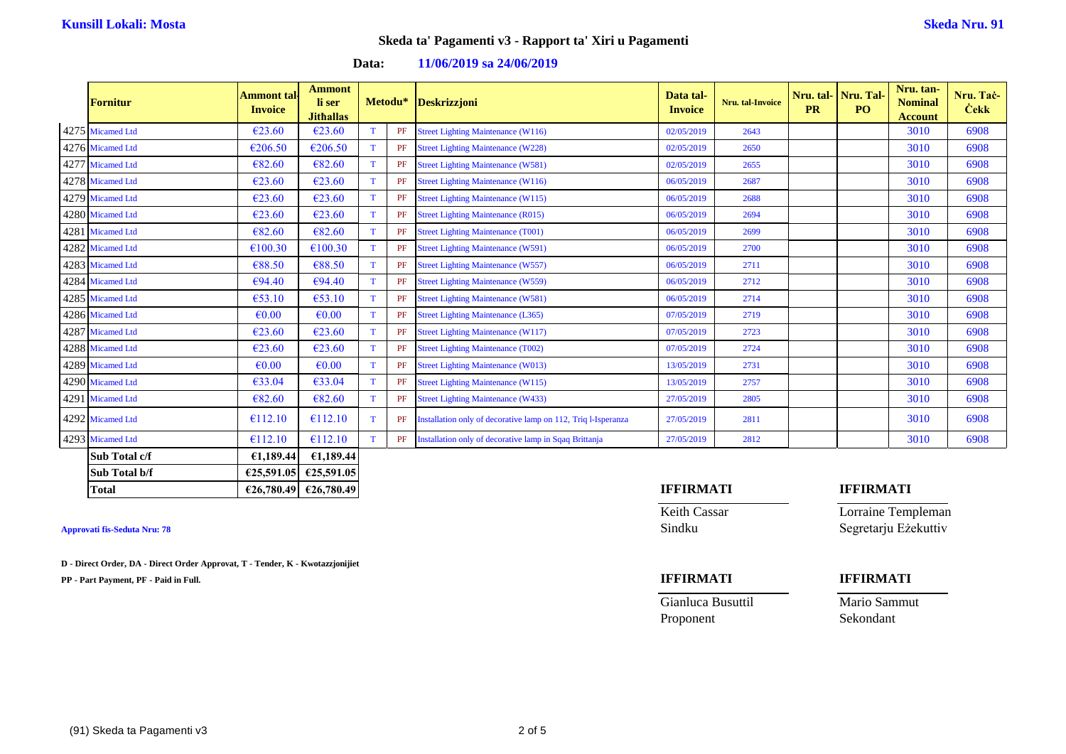**Kunsill Lokali: Mosta** **Skeda Nru. 91**

## Skeda ta' Pagamenti v3 - Rapport ta' Xiri u Pagamenti

**Data: 11/06/2019 sa 24/06/2019**

| | Fornitur | Ammont tal-Invoice | Ammont li ser Jitħallas | Metodu* | | Deskrizzjoni | Data tal-Invoice | Nru. tal-Invoice | Nru. tal-PR | Nru. Tal-PO | Nru. tan-Nominal Account | Nru. Taċ-Ċekk |
|---|---|---|---|---|---|---|---|---|---|---|---|---|
| 4275 | Micamed Ltd | €23.60 | €23.60 | T | PF | Street Lighting Maintenance (W116) | 02/05/2019 | 2643 | | | 3010 | 6908 |
| 4276 | Micamed Ltd | €206.50 | €206.50 | T | PF | Street Lighting Maintenance (W228) | 02/05/2019 | 2650 | | | 3010 | 6908 |
| 4277 | Micamed Ltd | €82.60 | €82.60 | T | PF | Street Lighting Maintenance (W581) | 02/05/2019 | 2655 | | | 3010 | 6908 |
| 4278 | Micamed Ltd | €23.60 | €23.60 | T | PF | Street Lighting Maintenance (W116) | 06/05/2019 | 2687 | | | 3010 | 6908 |
| 4279 | Micamed Ltd | €23.60 | €23.60 | T | PF | Street Lighting Maintenance (W115) | 06/05/2019 | 2688 | | | 3010 | 6908 |
| 4280 | Micamed Ltd | €23.60 | €23.60 | T | PF | Street Lighting Maintenance (R015) | 06/05/2019 | 2694 | | | 3010 | 6908 |
| 4281 | Micamed Ltd | €82.60 | €82.60 | T | PF | Street Lighting Maintenance (T001) | 06/05/2019 | 2699 | | | 3010 | 6908 |
| 4282 | Micamed Ltd | €100.30 | €100.30 | T | PF | Street Lighting Maintenance (W591) | 06/05/2019 | 2700 | | | 3010 | 6908 |
| 4283 | Micamed Ltd | €88.50 | €88.50 | T | PF | Street Lighting Maintenance (W557) | 06/05/2019 | 2711 | | | 3010 | 6908 |
| 4284 | Micamed Ltd | €94.40 | €94.40 | T | PF | Street Lighting Maintenance (W559) | 06/05/2019 | 2712 | | | 3010 | 6908 |
| 4285 | Micamed Ltd | €53.10 | €53.10 | T | PF | Street Lighting Maintenance (W581) | 06/05/2019 | 2714 | | | 3010 | 6908 |
| 4286 | Micamed Ltd | €0.00 | €0.00 | T | PF | Street Lighting Maintenance (L365) | 07/05/2019 | 2719 | | | 3010 | 6908 |
| 4287 | Micamed Ltd | €23.60 | €23.60 | T | PF | Street Lighting Maintenance (W117) | 07/05/2019 | 2723 | | | 3010 | 6908 |
| 4288 | Micamed Ltd | €23.60 | €23.60 | T | PF | Street Lighting Maintenance (T002) | 07/05/2019 | 2724 | | | 3010 | 6908 |
| 4289 | Micamed Ltd | €0.00 | €0.00 | T | PF | Street Lighting Maintenance (W013) | 13/05/2019 | 2731 | | | 3010 | 6908 |
| 4290 | Micamed Ltd | €33.04 | €33.04 | T | PF | Street Lighting Maintenance (W115) | 13/05/2019 | 2757 | | | 3010 | 6908 |
| 4291 | Micamed Ltd | €82.60 | €82.60 | T | PF | Street Lighting Maintenance (W433) | 27/05/2019 | 2805 | | | 3010 | 6908 |
| 4292 | Micamed Ltd | €112.10 | €112.10 | T | PF | Installation only of decorative lamp on 112, Triq l-Isperanza | 27/05/2019 | 2811 | | | 3010 | 6908 |
| 4293 | Micamed Ltd | €112.10 | €112.10 | T | PF | Installation only of decorative lamp in Sqaq Brittanja | 27/05/2019 | 2812 | | | 3010 | 6908 |
| | **Sub Total c/f** | **€1,189.44** | **€1,189.44** | | | | | | | | | |
| | **Sub Total b/f** | **€25,591.05** | **€25,591.05** | | | | | | | | | |
| | **Total** | **€26,780.49** | **€26,780.49** | | | | | | | | | |

**Approvati fis-Seduta Nru: 78**

**D - Direct Order, DA - Direct Order Approvat, T - Tender, K - Kwotazzjonijiet**

**PP - Part Payment, PF - Paid in Full.**

| **IFFIRMATI** | **IFFIRMATI** |
|---|---|
| Keith Cassar | Lorraine Templeman |
| Sindku | Segretarju Eżekuttiv |

| **IFFIRMATI** | **IFFIRMATI** |
|---|---|
| Gianluca Busuttil | Mario Sammut |
| Proponent | Sekondant |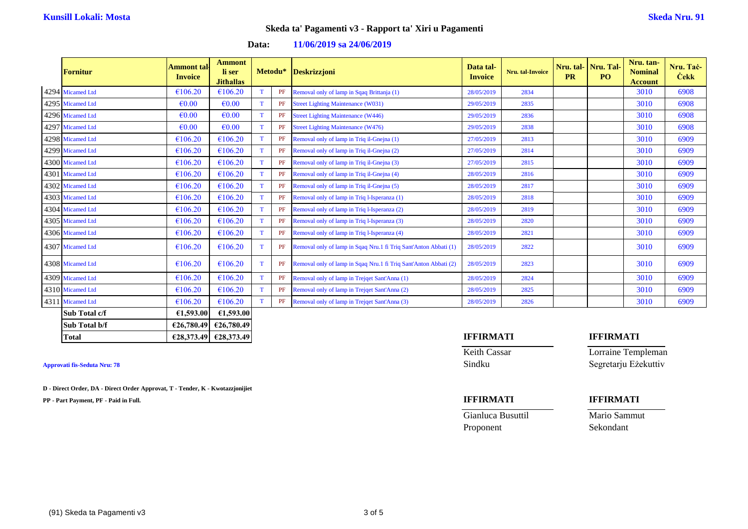**Kunsill Lokali: Mosta** | **Skeda Nru. 91**

## Skeda ta' Pagamenti v3 - Rapport ta' Xiri u Pagamenti

**Data: 11/06/2019 sa 24/06/2019**

| | Fornitur | Ammont tal-Invoice | Ammont li ser Jitħallas | Metodu* | | Deskrizzjoni | Data tal-Invoice | Nru. tal-Invoice | Nru. tal-PR | Nru. Tal-PO | Nru. tan-Nominal Account | Nru. Taċ-Ċekk |
|---|---|---|---|---|---|---|---|---|---|---|---|---|
| 4294 | Micamed Ltd | €106.20 | €106.20 | T | PF | Removal only of lamp in Sqaq Brittanja (1) | 28/05/2019 | 2834 | | | 3010 | 6908 |
| 4295 | Micamed Ltd | €0.00 | €0.00 | T | PF | Street Lighting Maintenance (W031) | 29/05/2019 | 2835 | | | 3010 | 6908 |
| 4296 | Micamed Ltd | €0.00 | €0.00 | T | PF | Street Lighting Maintenance (W446) | 29/05/2019 | 2836 | | | 3010 | 6908 |
| 4297 | Micamed Ltd | €0.00 | €0.00 | T | PF | Street Lighting Maintenance (W476) | 29/05/2019 | 2838 | | | 3010 | 6908 |
| 4298 | Micamed Ltd | €106.20 | €106.20 | T | PF | Removal only of lamp in Triq il-Gnejna (1) | 27/05/2019 | 2813 | | | 3010 | 6909 |
| 4299 | Micamed Ltd | €106.20 | €106.20 | T | PF | Removal only of lamp in Triq il-Gnejna (2) | 27/05/2019 | 2814 | | | 3010 | 6909 |
| 4300 | Micamed Ltd | €106.20 | €106.20 | T | PF | Removal only of lamp in Triq il-Gnejna (3) | 27/05/2019 | 2815 | | | 3010 | 6909 |
| 4301 | Micamed Ltd | €106.20 | €106.20 | T | PF | Removal only of lamp in Triq il-Gnejna (4) | 28/05/2019 | 2816 | | | 3010 | 6909 |
| 4302 | Micamed Ltd | €106.20 | €106.20 | T | PF | Removal only of lamp in Triq il-Gnejna (5) | 28/05/2019 | 2817 | | | 3010 | 6909 |
| 4303 | Micamed Ltd | €106.20 | €106.20 | T | PF | Removal only of lamp in Triq l-Isperanza (1) | 28/05/2019 | 2818 | | | 3010 | 6909 |
| 4304 | Micamed Ltd | €106.20 | €106.20 | T | PF | Removal only of lamp in Triq l-Isperanza (2) | 28/05/2019 | 2819 | | | 3010 | 6909 |
| 4305 | Micamed Ltd | €106.20 | €106.20 | T | PF | Removal only of lamp in Triq l-Isperanza (3) | 28/05/2019 | 2820 | | | 3010 | 6909 |
| 4306 | Micamed Ltd | €106.20 | €106.20 | T | PF | Removal only of lamp in Triq l-Isperanza (4) | 28/05/2019 | 2821 | | | 3010 | 6909 |
| 4307 | Micamed Ltd | €106.20 | €106.20 | T | PF | Removal only of lamp in Sqaq Nru.1 fi Triq Sant'Anton Abbati (1) | 28/05/2019 | 2822 | | | 3010 | 6909 |
| 4308 | Micamed Ltd | €106.20 | €106.20 | T | PF | Removal only of lamp in Sqaq Nru.1 fi Triq Sant'Anton Abbati (2) | 28/05/2019 | 2823 | | | 3010 | 6909 |
| 4309 | Micamed Ltd | €106.20 | €106.20 | T | PF | Removal only of lamp in Trejqet Sant'Anna (1) | 28/05/2019 | 2824 | | | 3010 | 6909 |
| 4310 | Micamed Ltd | €106.20 | €106.20 | T | PF | Removal only of lamp in Trejqet Sant'Anna (2) | 28/05/2019 | 2825 | | | 3010 | 6909 |
| 4311 | Micamed Ltd | €106.20 | €106.20 | T | PF | Removal only of lamp in Trejqet Sant'Anna (3) | 28/05/2019 | 2826 | | | 3010 | 6909 |
| | **Sub Total c/f** | **€1,593.00** | **€1,593.00** | | | | | | | | | |
| | **Sub Total b/f** | **€26,780.49** | **€26,780.49** | | | | | | | | | |
| | **Total** | **€28,373.49** | **€28,373.49** | | | | | | | | | |

**Approvati fis-Seduta Nru: 78**

**D - Direct Order, DA - Direct Order Approvat, T - Tender, K - Kwotazzjonijiet**

**PP - Part Payment, PF - Paid in Full.**

| **IFFIRMATI** | **IFFIRMATI** |
|---|---|
| Keith Cassar | Lorraine Templeman |
| Sindku | Segretarju Eżekuttiv |

| **IFFIRMATI** | **IFFIRMATI** |
|---|---|
| Gianluca Busuttil | Mario Sammut |
| Proponent | Sekondant |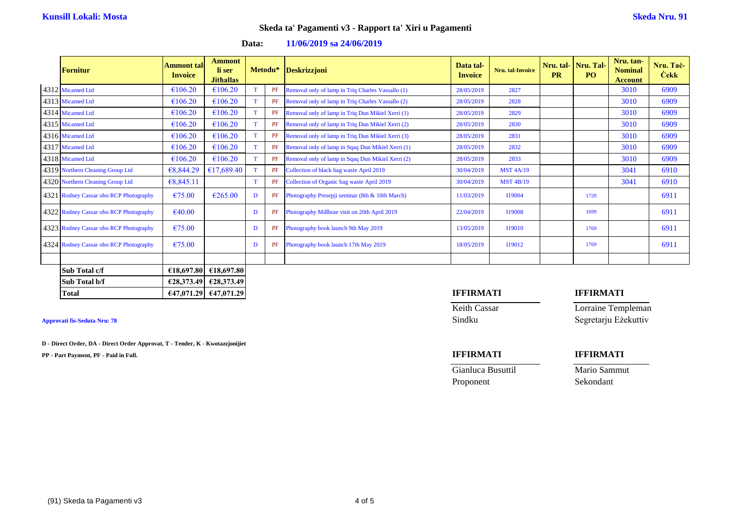**Kunsill Lokali: Mosta** **Skeda Nru. 91**

## Skeda ta' Pagamenti v3 - Rapport ta' Xiri u Pagamenti

**Data:** **11/06/2019 sa 24/06/2019**

| | Fornitur | Ammont tal-Invoice | Ammont li ser Jitħallas | Metodu* | | Deskrizzjoni | Data tal-Invoice | Nru. tal-Invoice | Nru. tal-PR | Nru. Tal-PO | Nru. tan-Nominal Account | Nru. Taċ-Ċekk |
|---|---|---|---|---|---|---|---|---|---|---|---|---|
| 4312 | Micamed Ltd | €106.20 | €106.20 | T | PF | Removal only of lamp in Triq Charles Vassallo (1) | 28/05/2019 | 2827 | | | 3010 | 6909 |
| 4313 | Micamed Ltd | €106.20 | €106.20 | T | PF | Removal only of lamp in Triq Charles Vassallo (2) | 28/05/2019 | 2828 | | | 3010 | 6909 |
| 4314 | Micamed Ltd | €106.20 | €106.20 | T | PF | Removal only of lamp in Triq Dun Mikiel Xerri (1) | 28/05/2019 | 2829 | | | 3010 | 6909 |
| 4315 | Micamed Ltd | €106.20 | €106.20 | T | PF | Removal only of lamp in Triq Dun Mikiel Xerri (2) | 28/05/2019 | 2830 | | | 3010 | 6909 |
| 4316 | Micamed Ltd | €106.20 | €106.20 | T | PF | Removal only of lamp in Triq Dun Mikiel Xerri (3) | 28/05/2019 | 2831 | | | 3010 | 6909 |
| 4317 | Micamed Ltd | €106.20 | €106.20 | T | PF | Removal only of lamp in Sqaq Dun Mikiel Xerri (1) | 28/05/2019 | 2832 | | | 3010 | 6909 |
| 4318 | Micamed Ltd | €106.20 | €106.20 | T | PF | Removal only of lamp in Sqaq Dun Mikiel Xerri (2) | 28/05/2019 | 2833 | | | 3010 | 6909 |
| 4319 | Northern Cleaning Group Ltd | €8,844.29 | €17,689.40 | T | PF | Collection of black bag waste April 2019 | 30/04/2019 | MST 4A/19 | | | 3041 | 6910 |
| 4320 | Northern Cleaning Group Ltd | €8,845.11 | | T | PF | Collection of Organic bag waste April 2019 | 30/04/2019 | MST 4B/19 | | | 3041 | 6910 |
| 4321 | Rodney Cassar obo RCP Photography | €75.00 | €265.00 | D | PF | Photography Presepji seminar (8th & 10th March) | 11/03/2019 | I19004 | | 1720 | | 6911 |
| 4322 | Rodney Cassar obo RCP Photography | €40.00 | | D | PF | Photography Millbrae visit on 20th April 2019 | 22/04/2019 | I19008 | | 1699 | | 6911 |
| 4323 | Rodney Cassar obo RCP Photography | €75.00 | | D | PF | Photography book launch 9th May 2019 | 13/05/2019 | I19010 | | 1769 | | 6911 |
| 4324 | Rodney Cassar obo RCP Photography | €75.00 | | D | PF | Photography book launch 17th May 2019 | 18/05/2019 | I19012 | | 1769 | | 6911 |
| | | | | | | | | | | | | |
| | **Sub Total c/f** | **€18,697.80** | **€18,697.80** | | | | | | | | | |
| | **Sub Total b/f** | **€28,373.49** | **€28,373.49** | | | | | | | | | |
| | **Total** | **€47,071.29** | **€47,071.29** | | | | | | | | | |

**Approvati fis-Seduta Nru: 78**

**D - Direct Order, DA - Direct Order Approvat, T - Tender, K - Kwotazzjonijiet**

**PP - Part Payment, PF - Paid in Full.**

| **IFFIRMATI** | **IFFIRMATI** |
|---|---|
| Keith Cassar | Lorraine Templeman |
| Sindku | Segretarju Eżekuttiv |

| **IFFIRMATI** | **IFFIRMATI** |
|---|---|
| Gianluca Busuttil | Mario Sammut |
| Proponent | Sekondant |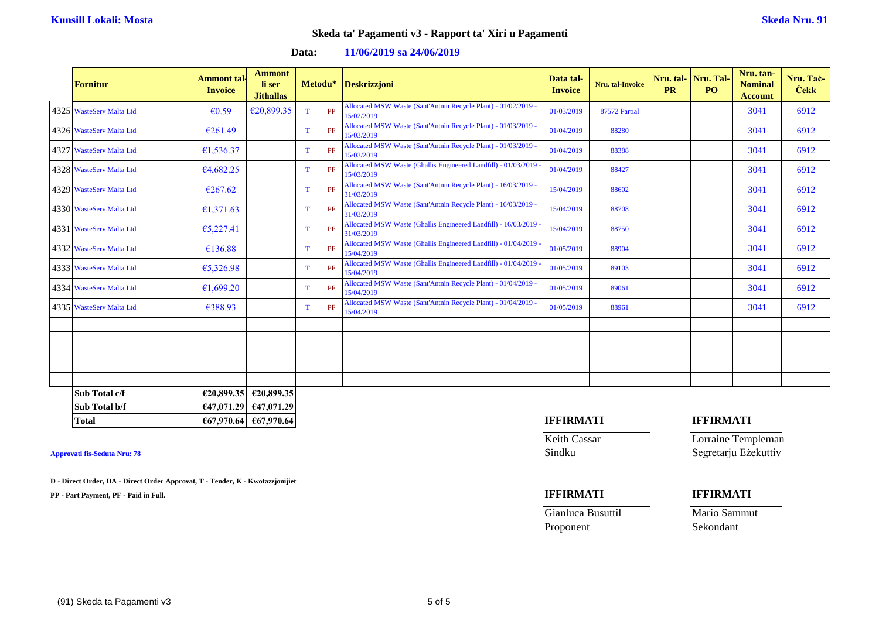**Kunsill Lokali: Mosta** **Skeda Nru. 91**

## Skeda ta' Pagamenti v3 - Rapport ta' Xiri u Pagamenti

**Data: 11/06/2019 sa 24/06/2019**

| | Fornitur | Ammont tal-Invoice | Ammont li ser Jithallas | Metodu* | | Deskrizzjoni | Data tal-Invoice | Nru. tal-Invoice | Nru. tal-PR | Nru. Tal-PO | Nru. tan-Nominal Account | Nru. Taċ-Ċekk |
|---|---|---|---|---|---|---|---|---|---|---|---|---|
| 4325 | WasteServ Malta Ltd | €0.59 | €20,899.35 | T | PP | Allocated MSW Waste (Sant'Antnin Recycle Plant) - 01/02/2019 - 15/02/2019 | 01/03/2019 | 87572 Partial | | | 3041 | 6912 |
| 4326 | WasteServ Malta Ltd | €261.49 | | T | PF | Allocated MSW Waste (Sant'Antnin Recycle Plant) - 01/03/2019 - 15/03/2019 | 01/04/2019 | 88280 | | | 3041 | 6912 |
| 4327 | WasteServ Malta Ltd | €1,536.37 | | T | PF | Allocated MSW Waste (Sant'Antnin Recycle Plant) - 01/03/2019 - 15/03/2019 | 01/04/2019 | 88388 | | | 3041 | 6912 |
| 4328 | WasteServ Malta Ltd | €4,682.25 | | T | PF | Allocated MSW Waste (Ghallis Engineered Landfill) - 01/03/2019 - 15/03/2019 | 01/04/2019 | 88427 | | | 3041 | 6912 |
| 4329 | WasteServ Malta Ltd | €267.62 | | T | PF | Allocated MSW Waste (Sant'Antnin Recycle Plant) - 16/03/2019 - 31/03/2019 | 15/04/2019 | 88602 | | | 3041 | 6912 |
| 4330 | WasteServ Malta Ltd | €1,371.63 | | T | PF | Allocated MSW Waste (Sant'Antnin Recycle Plant) - 16/03/2019 - 31/03/2019 | 15/04/2019 | 88708 | | | 3041 | 6912 |
| 4331 | WasteServ Malta Ltd | €5,227.41 | | T | PF | Allocated MSW Waste (Ghallis Engineered Landfill) - 16/03/2019 - 31/03/2019 | 15/04/2019 | 88750 | | | 3041 | 6912 |
| 4332 | WasteServ Malta Ltd | €136.88 | | T | PF | Allocated MSW Waste (Ghallis Engineered Landfill) - 01/04/2019 - 15/04/2019 | 01/05/2019 | 88904 | | | 3041 | 6912 |
| 4333 | WasteServ Malta Ltd | €5,326.98 | | T | PF | Allocated MSW Waste (Ghallis Engineered Landfill) - 01/04/2019 - 15/04/2019 | 01/05/2019 | 89103 | | | 3041 | 6912 |
| 4334 | WasteServ Malta Ltd | €1,699.20 | | T | PF | Allocated MSW Waste (Sant'Antnin Recycle Plant) - 01/04/2019 - 15/04/2019 | 01/05/2019 | 89061 | | | 3041 | 6912 |
| 4335 | WasteServ Malta Ltd | €388.93 | | T | PF | Allocated MSW Waste (Sant'Antnin Recycle Plant) - 01/04/2019 - 15/04/2019 | 01/05/2019 | 88961 | | | 3041 | 6912 |
| | **Sub Total c/f** | **€20,899.35** | **€20,899.35** | | | | | | | | | |
| | **Sub Total b/f** | **€47,071.29** | **€47,071.29** | | | | | | | | | |
| | **Total** | **€67,970.64** | **€67,970.64** | | | | | | | | | |

**Approvati fis-Seduta Nru: 78**

**D - Direct Order, DA - Direct Order Approvat, T - Tender, K - Kwotazzjonijiet**

**PP - Part Payment, PF - Paid in Full.**

**IFFIRMATI**
Keith Cassar
Sindku

**IFFIRMATI**
Lorraine Templeman
Segretarju Eżekuttiv

**IFFIRMATI**
Gianluca Busuttil
Proponent

**IFFIRMATI**
Mario Sammut
Sekondant

(91) Skeda ta Pagamenti v3